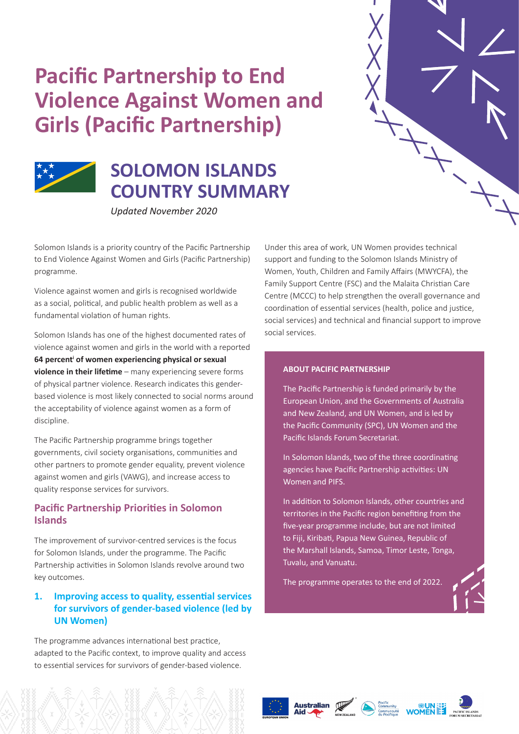# Pacific Partnership to End Violence Against Women and Girls (Pacific Partnership)

## SOLOMON ISLANDS COUNTRY SUMMARY

*Updated November 2020*

Solomon Islands is a priority country of the Pacific Partnership to End Violence Against Women and Girls (Pacific Partnership) programme.

Violence against women and girls is recognised worldwide as a social, political, and public health problem as well as a fundamental violation of human rights.

Solomon Islands has one of the highest documented rates of violence against women and girls in the world with a reported **64 percent**[i] **of women experiencing physical or sexual violence in their lifetime** – many experiencing severe forms of physical partner violence. Research indicates this gender-based violence is most likely connected to social norms around the acceptability of violence against women as a form of discipline.

The Pacific Partnership programme brings together governments, civil society organisations, communities and other partners to promote gender equality, prevent violence against women and girls (VAWG), and increase access to quality response services for survivors.

### Pacific Partnership Priorities in Solomon Islands

The improvement of survivor-centred services is the focus for Solomon Islands, under the programme. The Pacific Partnership activities in Solomon Islands revolve around two key outcomes.

#### 1. Improving access to quality, essential services for survivors of gender-based violence (led by UN Women)

The programme advances international best practice, adapted to the Pacific context, to improve quality and access to essential services for survivors of gender-based violence.

Under this area of work, UN Women provides technical support and funding to the Solomon Islands Ministry of Women, Youth, Children and Family Affairs (MWYCFA), the Family Support Centre (FSC) and the Malaita Christian Care Centre (MCCC) to help strengthen the overall governance and coordination of essential services (health, police and justice, social services) and technical and financial support to improve social services.

**ABOUT PACIFIC PARTNERSHIP**

The Pacific Partnership is funded primarily by the European Union, and the Governments of Australia and New Zealand, and UN Women, and is led by the Pacific Community (SPC), UN Women and the Pacific Islands Forum Secretariat.

In Solomon Islands, two of the three coordinating agencies have Pacific Partnership activities: UN Women and PIFS.

In addition to Solomon Islands, other countries and territories in the Pacific region benefiting from the five-year programme include, but are not limited to Fiji, Kiribati, Papua New Guinea, Republic of the Marshall Islands, Samoa, Timor Leste, Tonga, Tuvalu, and Vanuatu.

The programme operates to the end of 2022.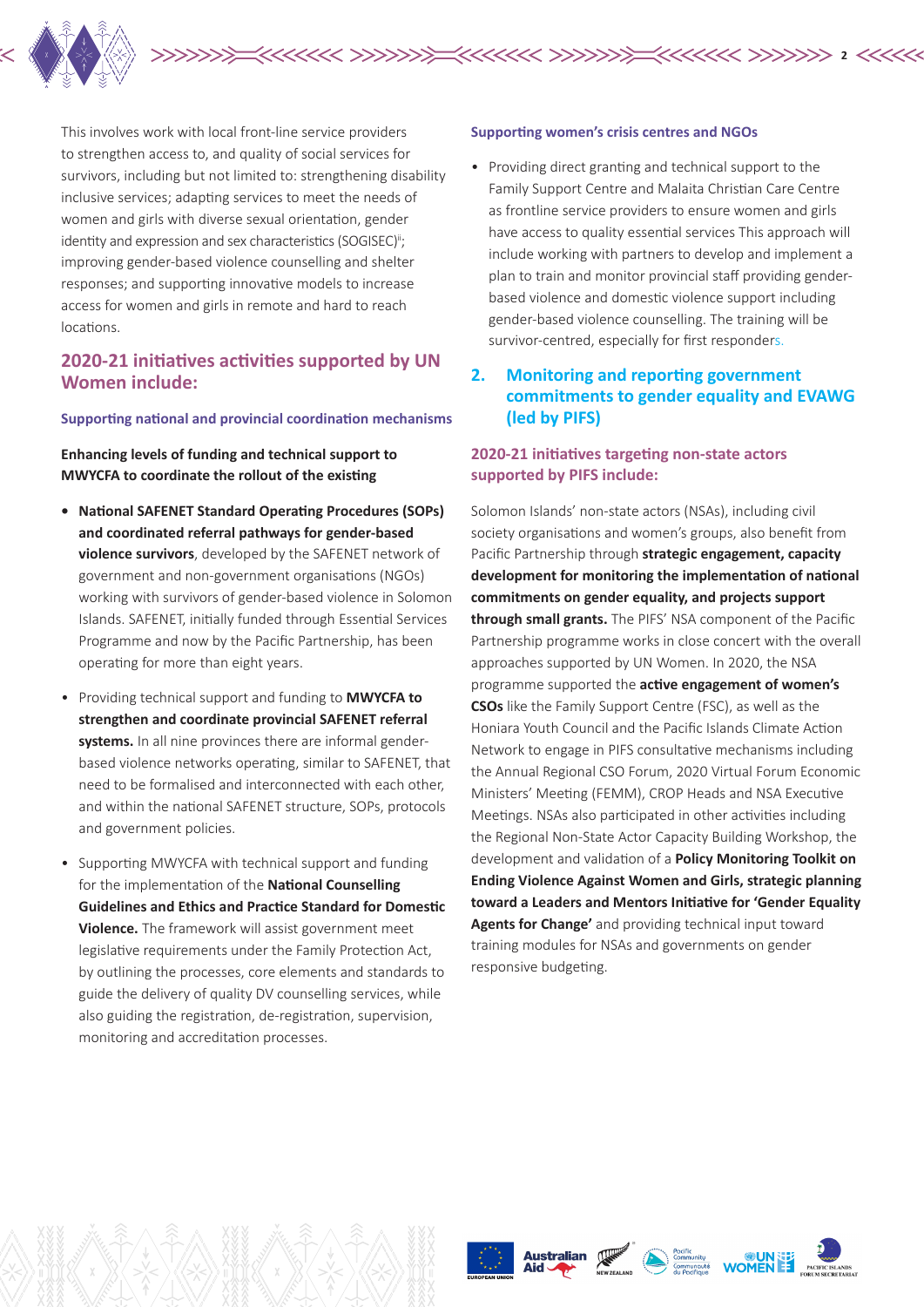This involves work with local front-line service providers to strengthen access to, and quality of social services for survivors, including but not limited to: strengthening disability inclusive services; adapting services to meet the needs of women and girls with diverse sexual orientation, gender identity and expression and sex characteristics (SOGISEC)[ii]; improving gender-based violence counselling and shelter responses; and supporting innovative models to increase access for women and girls in remote and hard to reach locations.

## 2020-21 initiatives activities supported by UN Women include:

### Supporting national and provincial coordination mechanisms

**Enhancing levels of funding and technical support to MWYCFA to coordinate the rollout of the existing**

- **National SAFENET Standard Operating Procedures (SOPs) and coordinated referral pathways for gender-based violence survivors**, developed by the SAFENET network of government and non-government organisations (NGOs) working with survivors of gender-based violence in Solomon Islands. SAFENET, initially funded through Essential Services Programme and now by the Pacific Partnership, has been operating for more than eight years.
- Providing technical support and funding to **MWYCFA to strengthen and coordinate provincial SAFENET referral systems.** In all nine provinces there are informal gender-based violence networks operating, similar to SAFENET, that need to be formalised and interconnected with each other, and within the national SAFENET structure, SOPs, protocols and government policies.
- Supporting MWYCFA with technical support and funding for the implementation of the **National Counselling Guidelines and Ethics and Practice Standard for Domestic Violence.** The framework will assist government meet legislative requirements under the Family Protection Act, by outlining the processes, core elements and standards to guide the delivery of quality DV counselling services, while also guiding the registration, de-registration, supervision, monitoring and accreditation processes.

### Supporting women's crisis centres and NGOs

- Providing direct granting and technical support to the Family Support Centre and Malaita Christian Care Centre as frontline service providers to ensure women and girls have access to quality essential services This approach will include working with partners to develop and implement a plan to train and monitor provincial staff providing gender-based violence and domestic violence support including gender-based violence counselling. The training will be survivor-centred, especially for first responders.

## 2. Monitoring and reporting government commitments to gender equality and EVAWG (led by PIFS)

### 2020-21 initiatives targeting non-state actors supported by PIFS include:

Solomon Islands' non-state actors (NSAs), including civil society organisations and women's groups, also benefit from Pacific Partnership through **strategic engagement, capacity development for monitoring the implementation of national commitments on gender equality, and projects support through small grants.** The PIFS' NSA component of the Pacific Partnership programme works in close concert with the overall approaches supported by UN Women. In 2020, the NSA programme supported the **active engagement of women's CSOs** like the Family Support Centre (FSC), as well as the Honiara Youth Council and the Pacific Islands Climate Action Network to engage in PIFS consultative mechanisms including the Annual Regional CSO Forum, 2020 Virtual Forum Economic Ministers' Meeting (FEMM), CROP Heads and NSA Executive Meetings. NSAs also participated in other activities including the Regional Non-State Actor Capacity Building Workshop, the development and validation of a **Policy Monitoring Toolkit on Ending Violence Against Women and Girls, strategic planning toward a Leaders and Mentors Initiative for 'Gender Equality Agents for Change'** and providing technical input toward training modules for NSAs and governments on gender responsive budgeting.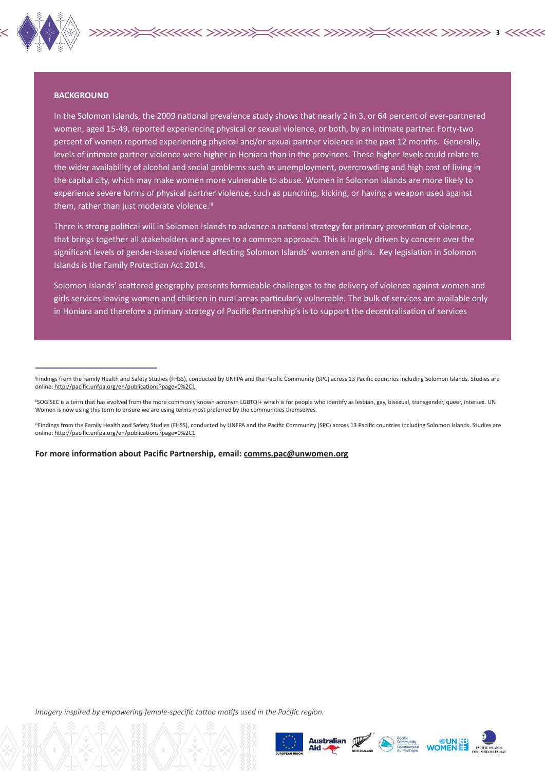## BACKGROUND

In the Solomon Islands, the 2009 national prevalence study shows that nearly 2 in 3, or 64 percent of ever-partnered women, aged 15-49, reported experiencing physical or sexual violence, or both, by an intimate partner. Forty-two percent of women reported experiencing physical and/or sexual partner violence in the past 12 months. Generally, levels of intimate partner violence were higher in Honiara than in the provinces. These higher levels could relate to the wider availability of alcohol and social problems such as unemployment, overcrowding and high cost of living in the capital city, which may make women more vulnerable to abuse. Women in Solomon Islands are more likely to experience severe forms of physical partner violence, such as punching, kicking, or having a weapon used against them, rather than just moderate violence.[iii]

There is strong political will in Solomon Islands to advance a national strategy for primary prevention of violence, that brings together all stakeholders and agrees to a common approach. This is largely driven by concern over the significant levels of gender-based violence affecting Solomon Islands' women and girls. Key legislation in Solomon Islands is the Family Protection Act 2014.

Solomon Islands' scattered geography presents formidable challenges to the delivery of violence against women and girls services leaving women and children in rural areas particularly vulnerable. The bulk of services are available only in Honiara and therefore a primary strategy of Pacific Partnership's is to support the decentralisation of services

---

[i]Findings from the Family Health and Safety Studies (FHSS), conducted by UNFPA and the Pacific Community (SPC) across 13 Pacific countries including Solomon Islands. Studies are online: http://pacific.unfpa.org/en/publications?page=0%2C1

[ii]SOGISEC is a term that has evolved from the more commonly known acronym LGBTQI+ which is for people who identify as lesbian, gay, bisexual, transgender, queer, intersex. UN Women is now using this term to ensure we are using terms most preferred by the communities themselves.

[iii]Findings from the Family Health and Safety Studies (FHSS), conducted by UNFPA and the Pacific Community (SPC) across 13 Pacific countries including Solomon Islands. Studies are online: http://pacific.unfpa.org/en/publications?page=0%2C1

**For more information about Pacific Partnership, email: comms.pac@unwomen.org**

*Imagery inspired by empowering female-specific tattoo motifs used in the Pacific region.*